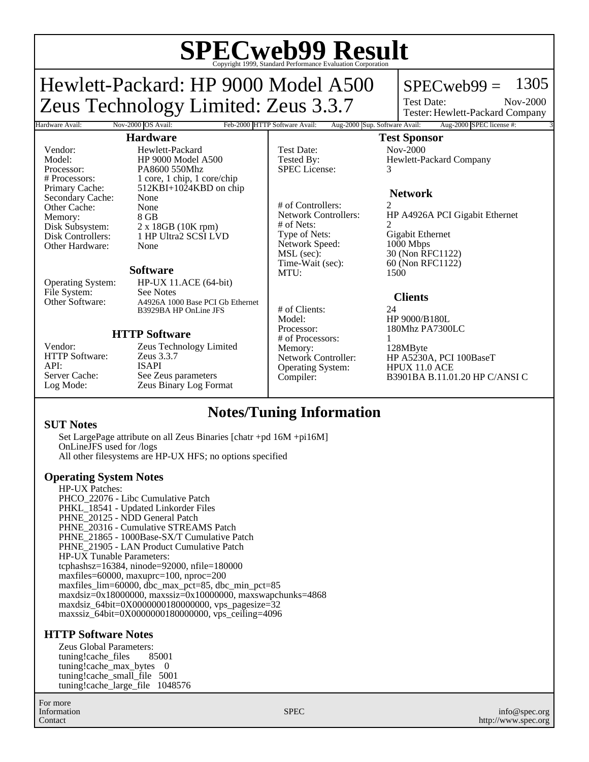# SPECweb99 Result

Copyright 1999, Standard Performance Evaluation Corporation

## Hewlett-Packard: HP 9000 Model A500
## Zeus Technology Limited: Zeus 3.3.7

SPECweb99 = 1305

Test Date: Nov-2000

Tester: Hewlett-Packard Company

| Hardware Avail: | Nov-2000 | OS Avail: | Feb-2000 | HTTP Software Avail: | Aug-2000 | Sup. Software Avail: | Aug-2000 | SPEC license #: | 3 |
|---|---|---|---|---|---|---|---|---|---|

### Hardware

| | |
|---|---|
| Vendor: | Hewlett-Packard |
| Model: | HP 9000 Model A500 |
| Processor: | PA8600 550Mhz |
| # Processors: | 1 core, 1 chip, 1 core/chip |
| Primary Cache: | 512KBI+1024KBD on chip |
| Secondary Cache: | None |
| Other Cache: | None |
| Memory: | 8 GB |
| Disk Subsystem: | 2 x 18GB (10K rpm) |
| Disk Controllers: | 1 HP Ultra2 SCSI LVD |
| Other Hardware: | None |

### Software

| | |
|---|---|
| Operating System: | HP-UX 11.ACE (64-bit) |
| File System: | See Notes |
| Other Software: | A4926A 1000 Base PCI Gb Ethernet<br>B3929BA HP OnLine JFS |

### HTTP Software

| | |
|---|---|
| Vendor: | Zeus Technology Limited |
| HTTP Software: | Zeus 3.3.7 |
| API: | ISAPI |
| Server Cache: | See Zeus parameters |
| Log Mode: | Zeus Binary Log Format |

### Test Sponsor

| | |
|---|---|
| Test Date: | Nov-2000 |
| Tested By: | Hewlett-Packard Company |
| SPEC License: | 3 |

### Network

| | |
|---|---|
| # of Controllers: | 2 |
| Network Controllers: | HP A4926A PCI Gigabit Ethernet |
| # of Nets: | 2 |
| Type of Nets: | Gigabit Ethernet |
| Network Speed: | 1000 Mbps |
| MSL (sec): | 30 (Non RFC1122) |
| Time-Wait (sec): | 60 (Non RFC1122) |
| MTU: | 1500 |

### Clients

| | |
|---|---|
| # of Clients: | 24 |
| Model: | HP 9000/B180L |
| Processor: | 180Mhz PA7300LC |
| # of Processors: | 1 |
| Memory: | 128MByte |
| Network Controller: | HP A5230A, PCI 100BaseT |
| Operating System: | HPUX 11.0 ACE |
| Compiler: | B3901BA B.11.01.20 HP C/ANSI C |

## Notes/Tuning Information

### SUT Notes

Set LargePage attribute on all Zeus Binaries [chatr +pd 16M +pi16M]
OnLineJFS used for /logs
All other filesystems are HP-UX HFS; no options specified

### Operating System Notes

HP-UX Patches:
PHCO_22076 - Libc Cumulative Patch
PHKL_18541 - Updated Linkorder Files
PHNE_20125 - NDD General Patch
PHNE_20316 - Cumulative STREAMS Patch
PHNE_21865 - 1000Base-SX/T Cumulative Patch
PHNE_21905 - LAN Product Cumulative Patch
HP-UX Tunable Parameters:
tcphashsz=16384, ninode=92000, nfile=180000
maxfiles=60000, maxuprc=100, nproc=200
maxfiles_lim=60000, dbc_max_pct=85, dbc_min_pct=85
maxdsiz=0x18000000, maxssiz=0x10000000, maxswapchunks=4868
maxdsiz_64bit=0X0000000180000000, vps_pagesize=32
maxssiz_64bit=0X0000000180000000, vps_ceiling=4096

### HTTP Software Notes

Zeus Global Parameters:
tuning!cache_files 85001
tuning!cache_max_bytes 0
tuning!cache_small_file 5001
tuning!cache_large_file 1048576

For more Information Contact: SPEC — info@spec.org — http://www.spec.org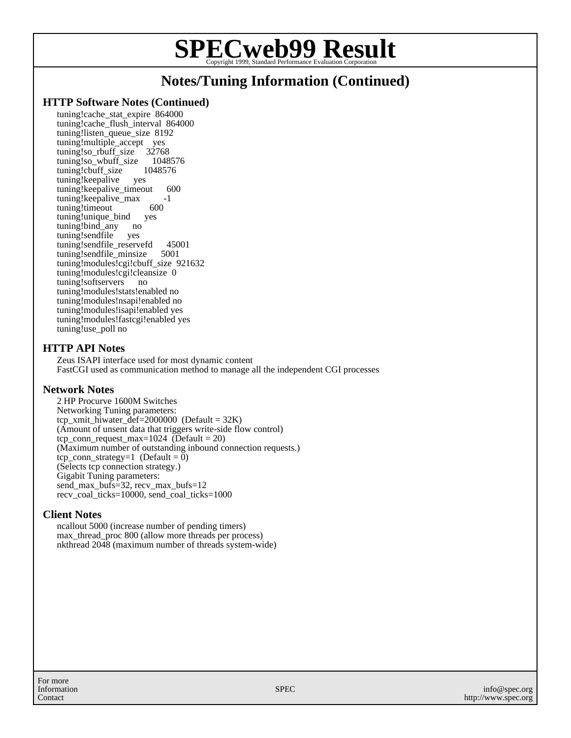# SPECweb99 Result

Copyright 1999, Standard Performance Evaluation Corporation

## Notes/Tuning Information (Continued)

### HTTP Software Notes (Continued)

tuning!cache_stat_expire 864000
tuning!cache_flush_interval 864000
tuning!listen_queue_size 8192
tuning!multiple_accept yes
tuning!so_rbuff_size 32768
tuning!so_wbuff_size 1048576
tuning!cbuff_size 1048576
tuning!keepalive yes
tuning!keepalive_timeout 600
tuning!keepalive_max -1
tuning!timeout 600
tuning!unique_bind yes
tuning!bind_any no
tuning!sendfile yes
tuning!sendfile_reservefd 45001
tuning!sendfile_minsize 5001
tuning!modules!cgi!cbuff_size 921632
tuning!modules!cgi!cleansize 0
tuning!softservers no
tuning!modules!stats!enabled no
tuning!modules!nsapi!enabled no
tuning!modules!isapi!enabled yes
tuning!modules!fastcgi!enabled yes
tuning!use_poll no

### HTTP API Notes

Zeus ISAPI interface used for most dynamic content
FastCGI used as communication method to manage all the independent CGI processes

### Network Notes

2 HP Procurve 1600M Switches
Networking Tuning parameters:
tcp_xmit_hiwater_def=2000000 (Default = 32K)
(Amount of unsent data that triggers write-side flow control)
tcp_conn_request_max=1024 (Default = 20)
(Maximum number of outstanding inbound connection requests.)
tcp_conn_strategy=1 (Default = 0)
(Selects tcp connection strategy.)
Gigabit Tuning parameters:
send_max_bufs=32, recv_max_bufs=12
recv_coal_ticks=10000, send_coal_ticks=1000

### Client Notes

ncallout 5000 (increase number of pending timers)
max_thread_proc 800 (allow more threads per process)
nkthread 2048 (maximum number of threads system-wide)

For more Information Contact | SPEC | info@spec.org http://www.spec.org